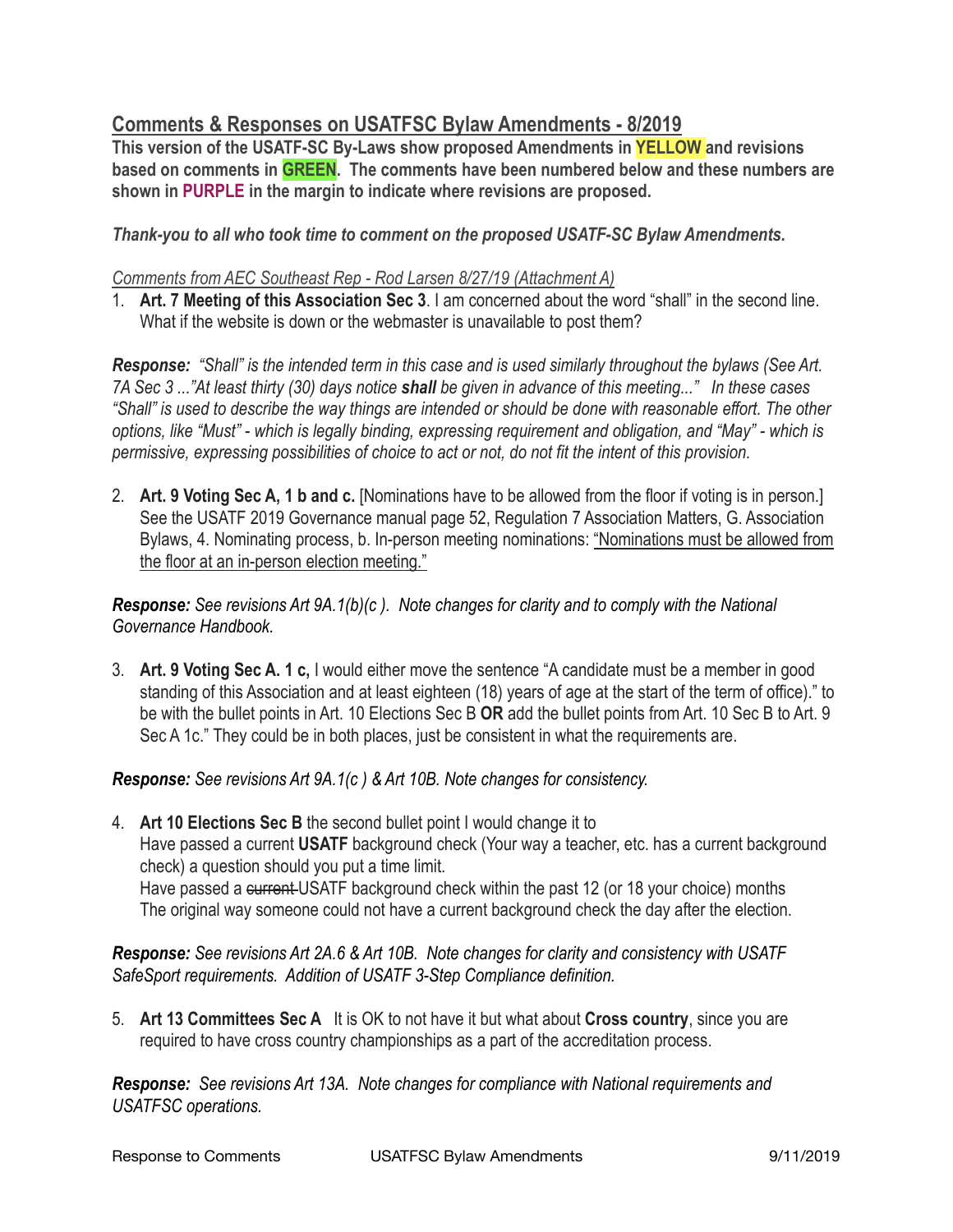## Comments & Responses on USATFSC Bylaw Amendments - 8/2019

**This version of the USATF-SC By-Laws show proposed Amendments in YELLOW and revisions based on comments in GREEN. The comments have been numbered below and these numbers are shown in PURPLE in the margin to indicate where revisions are proposed.**

***Thank-you to all who took time to comment on the proposed USATF-SC Bylaw Amendments.***

*Comments from AEC Southeast Rep - Rod Larsen 8/27/19 (Attachment A)*

1. **Art. 7 Meeting of this Association Sec 3**. I am concerned about the word "shall" in the second line. What if the website is down or the webmaster is unavailable to post them?

***Response:*** *"Shall" is the intended term in this case and is used similarly throughout the bylaws (See Art. 7A Sec 3 ..."At least thirty (30) days notice **shall** be given in advance of this meeting..." In these cases "Shall" is used to describe the way things are intended or should be done with reasonable effort. The other options, like "Must" - which is legally binding, expressing requirement and obligation, and "May" - which is permissive, expressing possibilities of choice to act or not, do not fit the intent of this provision.*

2. **Art. 9 Voting Sec A, 1 b and c.** [Nominations have to be allowed from the floor if voting is in person.] See the USATF 2019 Governance manual page 52, Regulation 7 Association Matters, G. Association Bylaws, 4. Nominating process, b. In-person meeting nominations: "Nominations must be allowed from the floor at an in-person election meeting."

***Response:*** *See revisions Art 9A.1(b)(c ). Note changes for clarity and to comply with the National Governance Handbook.*

3. **Art. 9 Voting Sec A. 1 c,** I would either move the sentence "A candidate must be a member in good standing of this Association and at least eighteen (18) years of age at the start of the term of office)." to be with the bullet points in Art. 10 Elections Sec B **OR** add the bullet points from Art. 10 Sec B to Art. 9 Sec A 1c." They could be in both places, just be consistent in what the requirements are.

***Response:*** *See revisions Art 9A.1(c ) & Art 10B. Note changes for consistency.*

4. **Art 10 Elections Sec B** the second bullet point I would change it to
   Have passed a current **USATF** background check (Your way a teacher, etc. has a current background check) a question should you put a time limit.
   Have passed a ~~current~~ USATF background check within the past 12 (or 18 your choice) months
   The original way someone could not have a current background check the day after the election.

***Response:*** *See revisions Art 2A.6 & Art 10B. Note changes for clarity and consistency with USATF SafeSport requirements. Addition of USATF 3-Step Compliance definition.*

5. **Art 13 Committees Sec A** It is OK to not have it but what about **Cross country**, since you are required to have cross country championships as a part of the accreditation process.

***Response:*** *See revisions Art 13A. Note changes for compliance with National requirements and USATFSC operations.*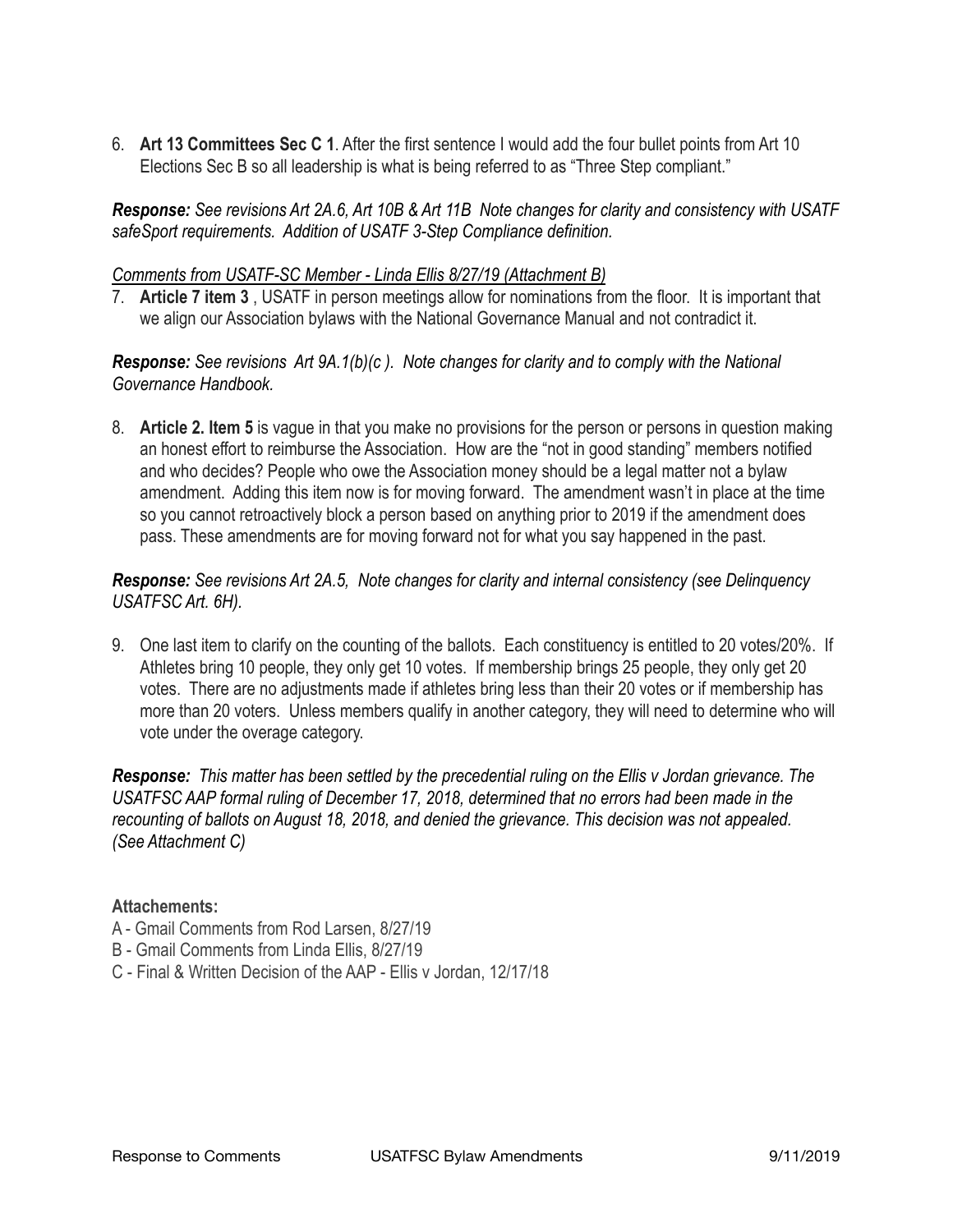6. **Art 13 Committees Sec C 1**. After the first sentence I would add the four bullet points from Art 10 Elections Sec B so all leadership is what is being referred to as "Three Step compliant."

***Response:*** *See revisions Art 2A.6, Art 10B & Art 11B Note changes for clarity and consistency with USATF safeSport requirements. Addition of USATF 3-Step Compliance definition.*

*Comments from USATF-SC Member - Linda Ellis 8/27/19 (Attachment B)*

7. **Article 7 item 3** , USATF in person meetings allow for nominations from the floor. It is important that we align our Association bylaws with the National Governance Manual and not contradict it.

***Response:*** *See revisions Art 9A.1(b)(c ). Note changes for clarity and to comply with the National Governance Handbook.*

8. **Article 2. Item 5** is vague in that you make no provisions for the person or persons in question making an honest effort to reimburse the Association. How are the "not in good standing" members notified and who decides? People who owe the Association money should be a legal matter not a bylaw amendment. Adding this item now is for moving forward. The amendment wasn't in place at the time so you cannot retroactively block a person based on anything prior to 2019 if the amendment does pass. These amendments are for moving forward not for what you say happened in the past.

***Response:*** *See revisions Art 2A.5, Note changes for clarity and internal consistency (see Delinquency USATFSC Art. 6H).*

9. One last item to clarify on the counting of the ballots. Each constituency is entitled to 20 votes/20%. If Athletes bring 10 people, they only get 10 votes. If membership brings 25 people, they only get 20 votes. There are no adjustments made if athletes bring less than their 20 votes or if membership has more than 20 voters. Unless members qualify in another category, they will need to determine who will vote under the overage category.

***Response:*** *This matter has been settled by the precedential ruling on the Ellis v Jordan grievance. The USATFSC AAP formal ruling of December 17, 2018, determined that no errors had been made in the recounting of ballots on August 18, 2018, and denied the grievance. This decision was not appealed. (See Attachment C)*

**Attachements:**

A - Gmail Comments from Rod Larsen, 8/27/19
B - Gmail Comments from Linda Ellis, 8/27/19
C - Final & Written Decision of the AAP - Ellis v Jordan, 12/17/18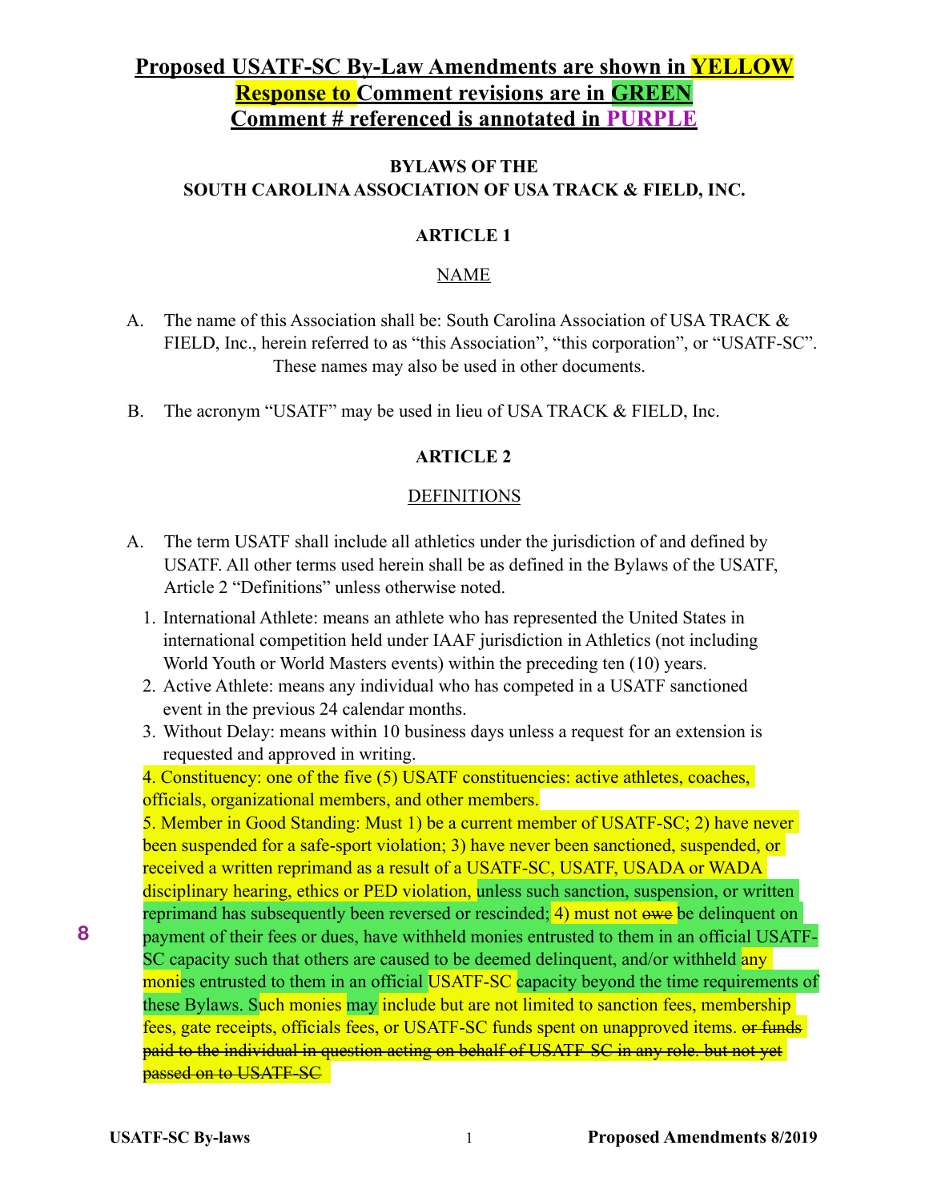**Proposed USATF-SC By-Law Amendments are shown in YELLOW**
**Response to Comment revisions are in GREEN**
**Comment # referenced is annotated in PURPLE**

**BYLAWS OF THE**
**SOUTH CAROLINA ASSOCIATION OF USA TRACK & FIELD, INC.**

## ARTICLE 1

### NAME

A. The name of this Association shall be: South Carolina Association of USA TRACK & FIELD, Inc., herein referred to as "this Association", "this corporation", or "USATF-SC". These names may also be used in other documents.

B. The acronym "USATF" may be used in lieu of USA TRACK & FIELD, Inc.

## ARTICLE 2

### DEFINITIONS

A. The term USATF shall include all athletics under the jurisdiction of and defined by USATF. All other terms used herein shall be as defined in the Bylaws of the USATF, Article 2 "Definitions" unless otherwise noted.

1. International Athlete: means an athlete who has represented the United States in international competition held under IAAF jurisdiction in Athletics (not including World Youth or World Masters events) within the preceding ten (10) years.
2. Active Athlete: means any individual who has competed in a USATF sanctioned event in the previous 24 calendar months.
3. Without Delay: means within 10 business days unless a request for an extension is requested and approved in writing.
4. Constituency: one of the five (5) USATF constituencies: active athletes, coaches, officials, organizational members, and other members.
5. Member in Good Standing: Must 1) be a current member of USATF-SC; 2) have never been suspended for a safe-sport violation; 3) have never been sanctioned, suspended, or received a written reprimand as a result of a USATF-SC, USATF, USADA or WADA disciplinary hearing, ethics or PED violation, unless such sanction, suspension, or written reprimand has subsequently been reversed or rescinded; 4) must not ~~owe~~ be delinquent on payment of their fees or dues, have withheld monies entrusted to them in an official USATF-SC capacity such that others are caused to be deemed delinquent, and/or withheld any monies entrusted to them in an official USATF-SC capacity beyond the time requirements of these Bylaws. Such monies may include but are not limited to sanction fees, membership fees, gate receipts, officials fees, or USATF-SC funds spent on unapproved items. ~~or funds paid to the individual in question acting on behalf of USATF-SC in any role. but not yet passed on to USATF-SC~~

8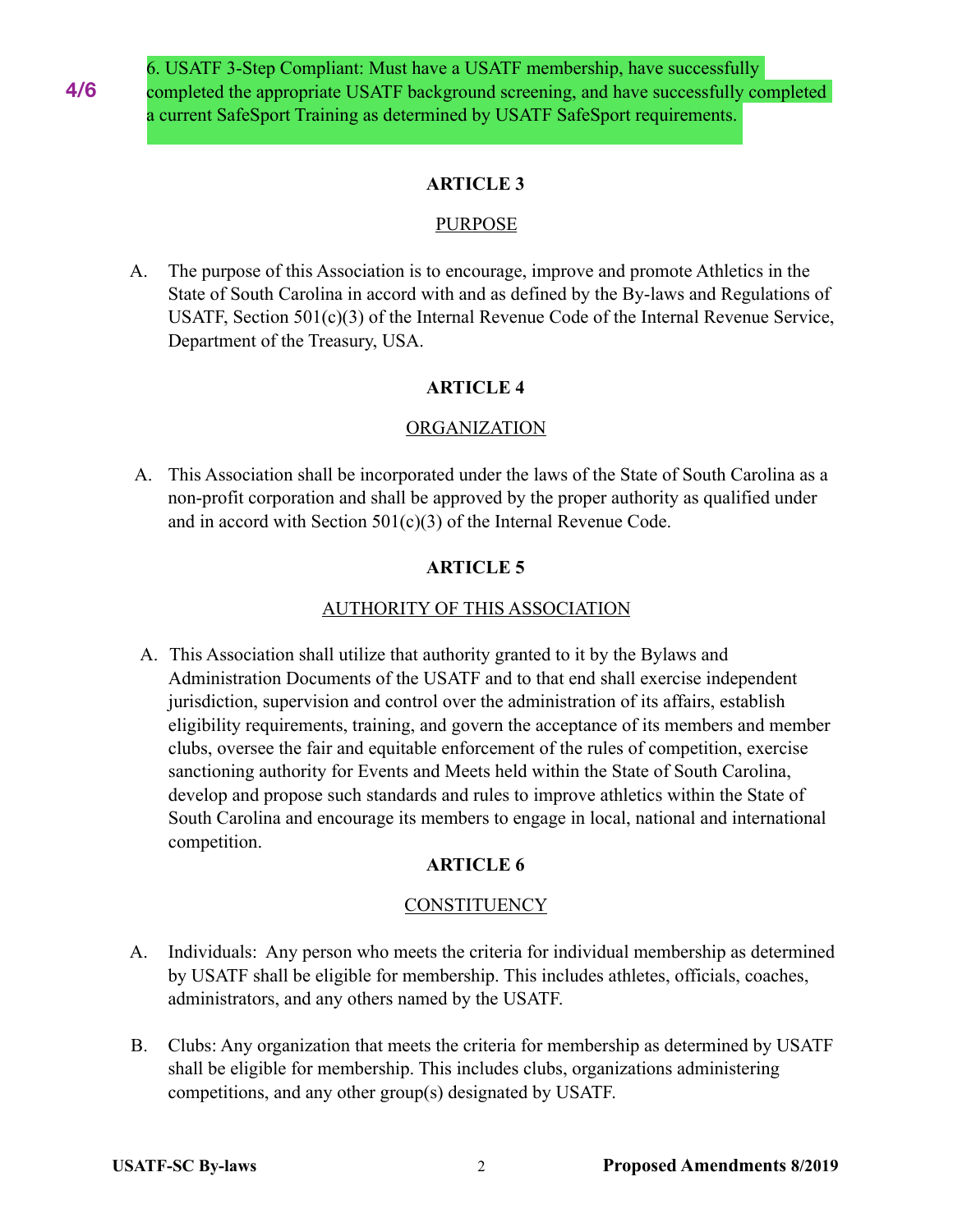4/6

6. USATF 3-Step Compliant: Must have a USATF membership, have successfully completed the appropriate USATF background screening, and have successfully completed a current SafeSport Training as determined by USATF SafeSport requirements.

## ARTICLE 3

### PURPOSE

A. The purpose of this Association is to encourage, improve and promote Athletics in the State of South Carolina in accord with and as defined by the By-laws and Regulations of USATF, Section 501(c)(3) of the Internal Revenue Code of the Internal Revenue Service, Department of the Treasury, USA.

## ARTICLE 4

### ORGANIZATION

A. This Association shall be incorporated under the laws of the State of South Carolina as a non-profit corporation and shall be approved by the proper authority as qualified under and in accord with Section 501(c)(3) of the Internal Revenue Code.

## ARTICLE 5

### AUTHORITY OF THIS ASSOCIATION

A. This Association shall utilize that authority granted to it by the Bylaws and Administration Documents of the USATF and to that end shall exercise independent jurisdiction, supervision and control over the administration of its affairs, establish eligibility requirements, training, and govern the acceptance of its members and member clubs, oversee the fair and equitable enforcement of the rules of competition, exercise sanctioning authority for Events and Meets held within the State of South Carolina, develop and propose such standards and rules to improve athletics within the State of South Carolina and encourage its members to engage in local, national and international competition.

## ARTICLE 6

### CONSTITUENCY

A. Individuals: Any person who meets the criteria for individual membership as determined by USATF shall be eligible for membership. This includes athletes, officials, coaches, administrators, and any others named by the USATF.

B. Clubs: Any organization that meets the criteria for membership as determined by USATF shall be eligible for membership. This includes clubs, organizations administering competitions, and any other group(s) designated by USATF.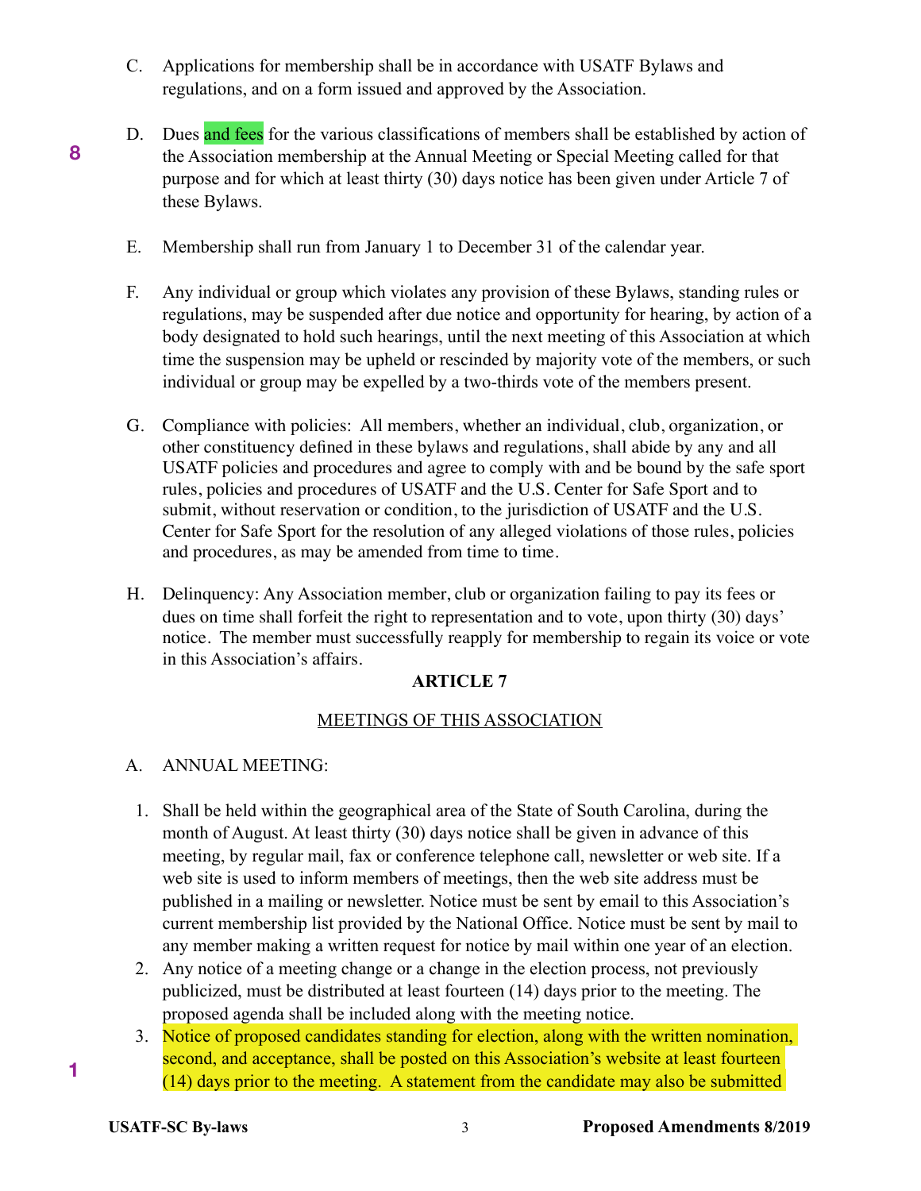C. Applications for membership shall be in accordance with USATF Bylaws and regulations, and on a form issued and approved by the Association.

8

D. Dues and fees for the various classifications of members shall be established by action of the Association membership at the Annual Meeting or Special Meeting called for that purpose and for which at least thirty (30) days notice has been given under Article 7 of these Bylaws.

E. Membership shall run from January 1 to December 31 of the calendar year.

F. Any individual or group which violates any provision of these Bylaws, standing rules or regulations, may be suspended after due notice and opportunity for hearing, by action of a body designated to hold such hearings, until the next meeting of this Association at which time the suspension may be upheld or rescinded by majority vote of the members, or such individual or group may be expelled by a two-thirds vote of the members present.

G. Compliance with policies: All members, whether an individual, club, organization, or other constituency defined in these bylaws and regulations, shall abide by any and all USATF policies and procedures and agree to comply with and be bound by the safe sport rules, policies and procedures of USATF and the U.S. Center for Safe Sport and to submit, without reservation or condition, to the jurisdiction of USATF and the U.S. Center for Safe Sport for the resolution of any alleged violations of those rules, policies and procedures, as may be amended from time to time.

H. Delinquency: Any Association member, club or organization failing to pay its fees or dues on time shall forfeit the right to representation and to vote, upon thirty (30) days' notice. The member must successfully reapply for membership to regain its voice or vote in this Association's affairs.

## ARTICLE 7

### MEETINGS OF THIS ASSOCIATION

A. ANNUAL MEETING:

1. Shall be held within the geographical area of the State of South Carolina, during the month of August. At least thirty (30) days notice shall be given in advance of this meeting, by regular mail, fax or conference telephone call, newsletter or web site. If a web site is used to inform members of meetings, then the web site address must be published in a mailing or newsletter. Notice must be sent by email to this Association's current membership list provided by the National Office. Notice must be sent by mail to any member making a written request for notice by mail within one year of an election.
2. Any notice of a meeting change or a change in the election process, not previously publicized, must be distributed at least fourteen (14) days prior to the meeting. The proposed agenda shall be included along with the meeting notice.
3. Notice of proposed candidates standing for election, along with the written nomination, second, and acceptance, shall be posted on this Association's website at least fourteen (14) days prior to the meeting. A statement from the candidate may also be submitted

1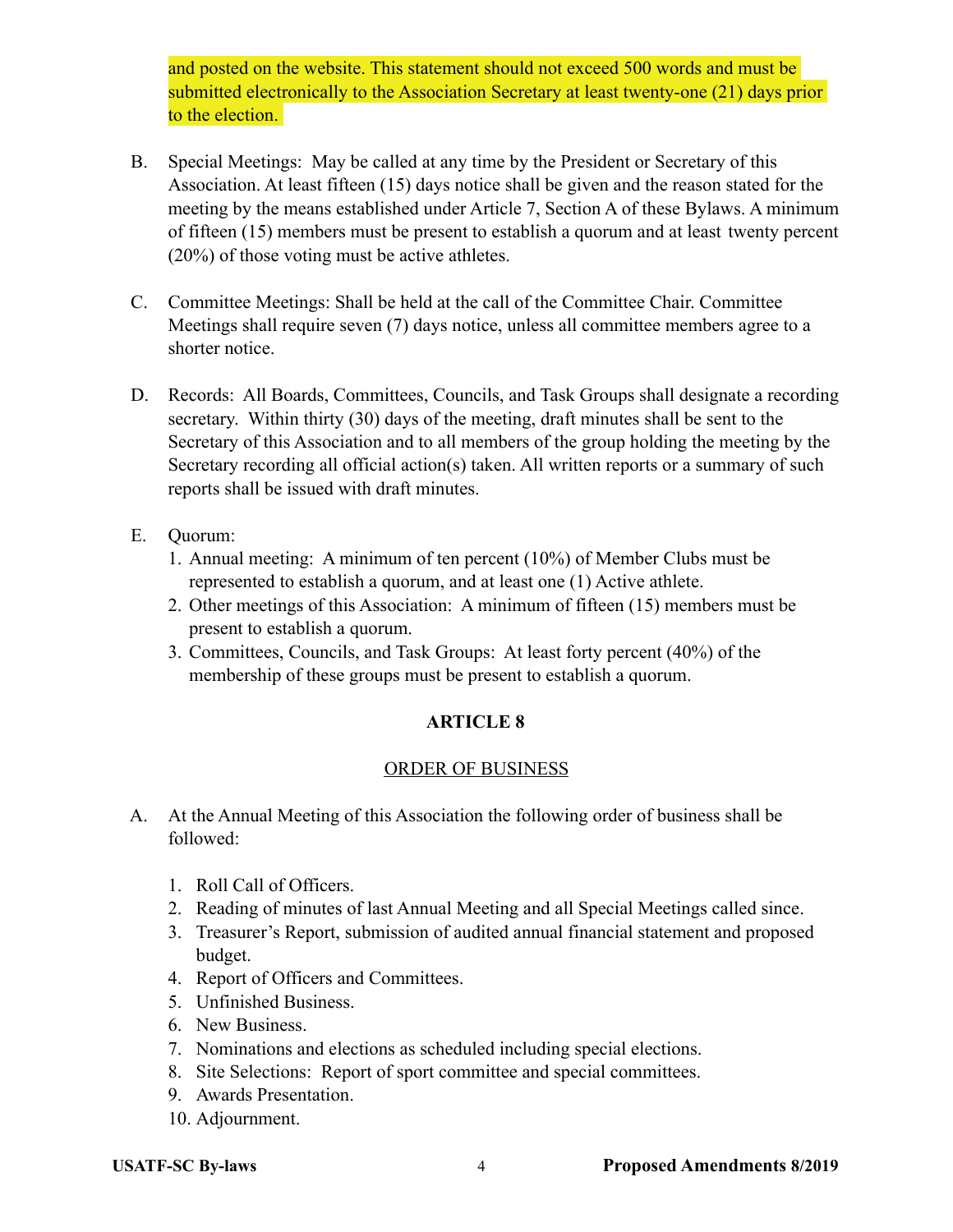and posted on the website. This statement should not exceed 500 words and must be submitted electronically to the Association Secretary at least twenty-one (21) days prior to the election.

B. Special Meetings: May be called at any time by the President or Secretary of this Association. At least fifteen (15) days notice shall be given and the reason stated for the meeting by the means established under Article 7, Section A of these Bylaws. A minimum of fifteen (15) members must be present to establish a quorum and at least twenty percent (20%) of those voting must be active athletes.

C. Committee Meetings: Shall be held at the call of the Committee Chair. Committee Meetings shall require seven (7) days notice, unless all committee members agree to a shorter notice.

D. Records: All Boards, Committees, Councils, and Task Groups shall designate a recording secretary. Within thirty (30) days of the meeting, draft minutes shall be sent to the Secretary of this Association and to all members of the group holding the meeting by the Secretary recording all official action(s) taken. All written reports or a summary of such reports shall be issued with draft minutes.

E. Quorum:
   1. Annual meeting: A minimum of ten percent (10%) of Member Clubs must be represented to establish a quorum, and at least one (1) Active athlete.
   2. Other meetings of this Association: A minimum of fifteen (15) members must be present to establish a quorum.
   3. Committees, Councils, and Task Groups: At least forty percent (40%) of the membership of these groups must be present to establish a quorum.

## ARTICLE 8

### ORDER OF BUSINESS

A. At the Annual Meeting of this Association the following order of business shall be followed:

   1. Roll Call of Officers.
   2. Reading of minutes of last Annual Meeting and all Special Meetings called since.
   3. Treasurer's Report, submission of audited annual financial statement and proposed budget.
   4. Report of Officers and Committees.
   5. Unfinished Business.
   6. New Business.
   7. Nominations and elections as scheduled including special elections.
   8. Site Selections: Report of sport committee and special committees.
   9. Awards Presentation.
   10. Adjournment.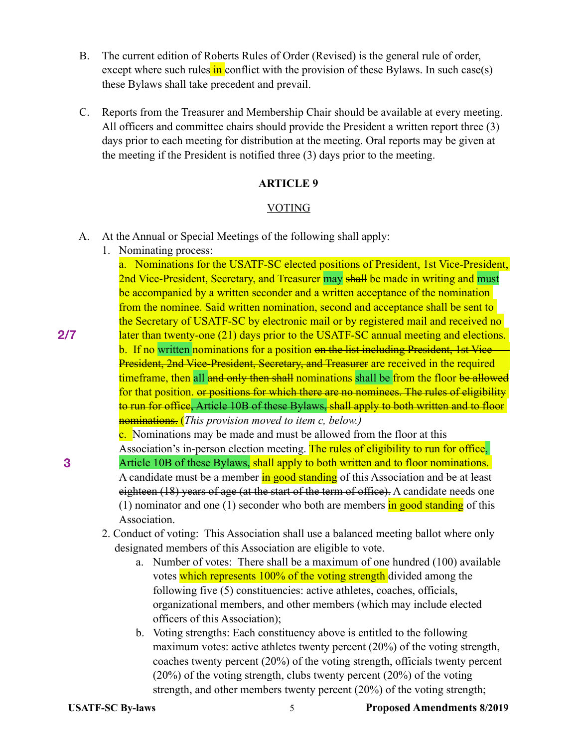B. The current edition of Roberts Rules of Order (Revised) is the general rule of order, except where such rules ~~in~~ conflict with the provision of these Bylaws. In such case(s) these Bylaws shall take precedent and prevail.

C. Reports from the Treasurer and Membership Chair should be available at every meeting. All officers and committee chairs should provide the President a written report three (3) days prior to each meeting for distribution at the meeting. Oral reports may be given at the meeting if the President is notified three (3) days prior to the meeting.

## ARTICLE 9

### VOTING

A. At the Annual or Special Meetings of the following shall apply:

1. Nominating process:

   a. Nominations for the USATF-SC elected positions of President, 1st Vice-President, 2nd Vice-President, Secretary, and Treasurer may ~~shall~~ be made in writing and must be accompanied by a written seconder and a written acceptance of the nomination from the nominee. Said written nomination, second and acceptance shall be sent to the Secretary of USATF-SC by electronic mail or by registered mail and received no later than twenty-one (21) days prior to the USATF-SC annual meeting and elections.

2/7

   b. If no written nominations for a position ~~on the list including President, 1st Vice-President, 2nd Vice-President, Secretary, and Treasurer~~ are received in the required timeframe, then all ~~and only then shall~~ nominations shall be from the floor ~~be allowed~~ for that position. ~~or positions for which there are no nominees. The rules of eligibility to run for office, Article 10B of these Bylaws, shall apply to both written and to floor nominations.~~ (*This provision moved to item c, below.*)

   c. Nominations may be made and must be allowed from the floor at this Association's in-person election meeting. The rules of eligibility to run for office, Article 10B of these Bylaws, shall apply to both written and to floor nominations. ~~A candidate must be a member in good standing of this Association and be at least eighteen (18) years of age (at the start of the term of office).~~ A candidate needs one (1) nominator and one (1) seconder who both are members in good standing of this Association.

3

2. Conduct of voting: This Association shall use a balanced meeting ballot where only designated members of this Association are eligible to vote.

   a. Number of votes: There shall be a maximum of one hundred (100) available votes which represents 100% of the voting strength divided among the following five (5) constituencies: active athletes, coaches, officials, organizational members, and other members (which may include elected officers of this Association);

   b. Voting strengths: Each constituency above is entitled to the following maximum votes: active athletes twenty percent (20%) of the voting strength, coaches twenty percent (20%) of the voting strength, officials twenty percent (20%) of the voting strength, clubs twenty percent (20%) of the voting strength, and other members twenty percent (20%) of the voting strength;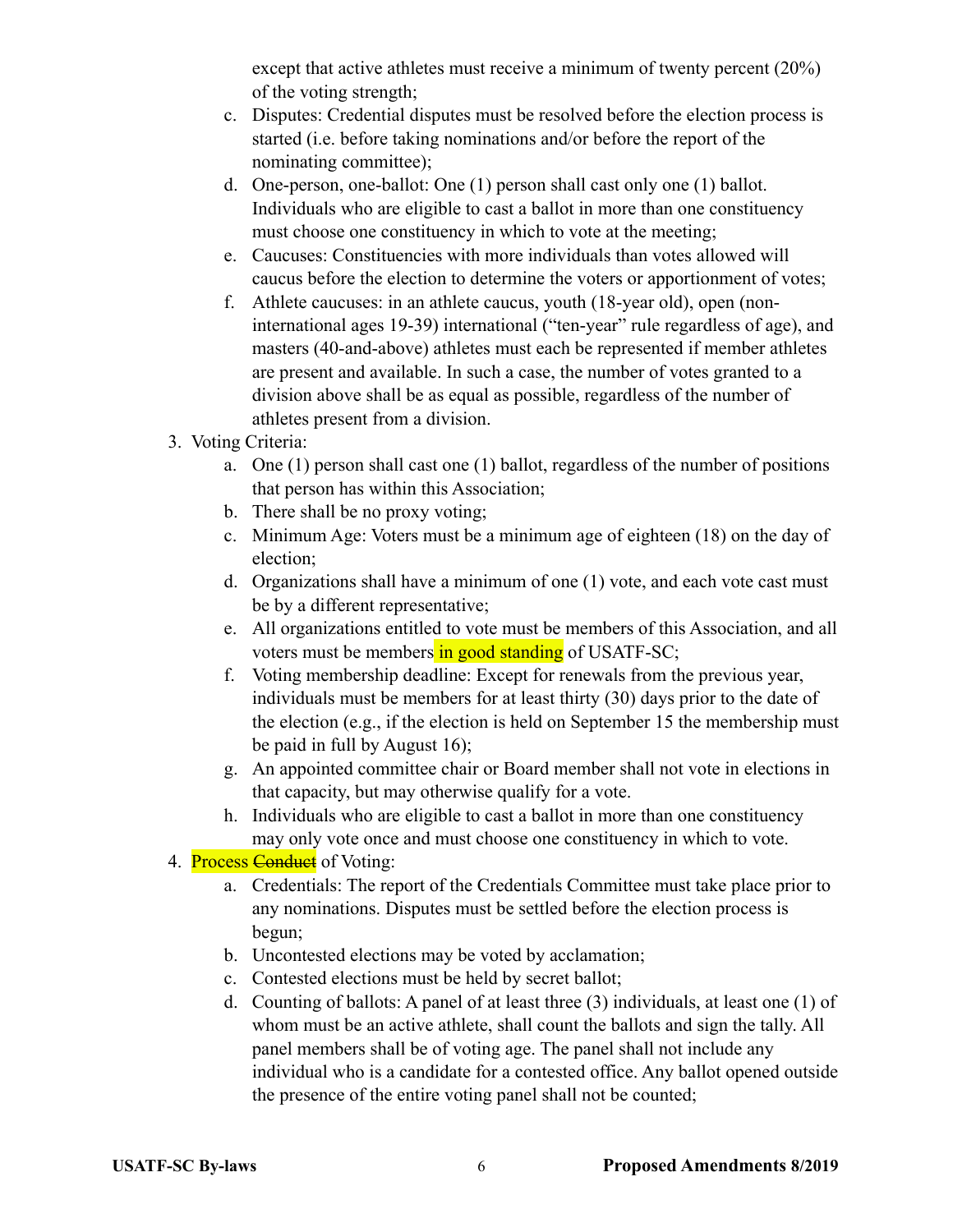except that active athletes must receive a minimum of twenty percent (20%) of the voting strength;

   c. Disputes: Credential disputes must be resolved before the election process is started (i.e. before taking nominations and/or before the report of the nominating committee);
   d. One-person, one-ballot: One (1) person shall cast only one (1) ballot. Individuals who are eligible to cast a ballot in more than one constituency must choose one constituency in which to vote at the meeting;
   e. Caucuses: Constituencies with more individuals than votes allowed will caucus before the election to determine the voters or apportionment of votes;
   f. Athlete caucuses: in an athlete caucus, youth (18-year old), open (non-international ages 19-39) international ("ten-year" rule regardless of age), and masters (40-and-above) athletes must each be represented if member athletes are present and available. In such a case, the number of votes granted to a division above shall be as equal as possible, regardless of the number of athletes present from a division.

3. Voting Criteria:
   a. One (1) person shall cast one (1) ballot, regardless of the number of positions that person has within this Association;
   b. There shall be no proxy voting;
   c. Minimum Age: Voters must be a minimum age of eighteen (18) on the day of election;
   d. Organizations shall have a minimum of one (1) vote, and each vote cast must be by a different representative;
   e. All organizations entitled to vote must be members of this Association, and all voters must be members in good standing of USATF-SC;
   f. Voting membership deadline: Except for renewals from the previous year, individuals must be members for at least thirty (30) days prior to the date of the election (e.g., if the election is held on September 15 the membership must be paid in full by August 16);
   g. An appointed committee chair or Board member shall not vote in elections in that capacity, but may otherwise qualify for a vote.
   h. Individuals who are eligible to cast a ballot in more than one constituency may only vote once and must choose one constituency in which to vote.

4. Process ~~Conduct~~ of Voting:
   a. Credentials: The report of the Credentials Committee must take place prior to any nominations. Disputes must be settled before the election process is begun;
   b. Uncontested elections may be voted by acclamation;
   c. Contested elections must be held by secret ballot;
   d. Counting of ballots: A panel of at least three (3) individuals, at least one (1) of whom must be an active athlete, shall count the ballots and sign the tally. All panel members shall be of voting age. The panel shall not include any individual who is a candidate for a contested office. Any ballot opened outside the presence of the entire voting panel shall not be counted;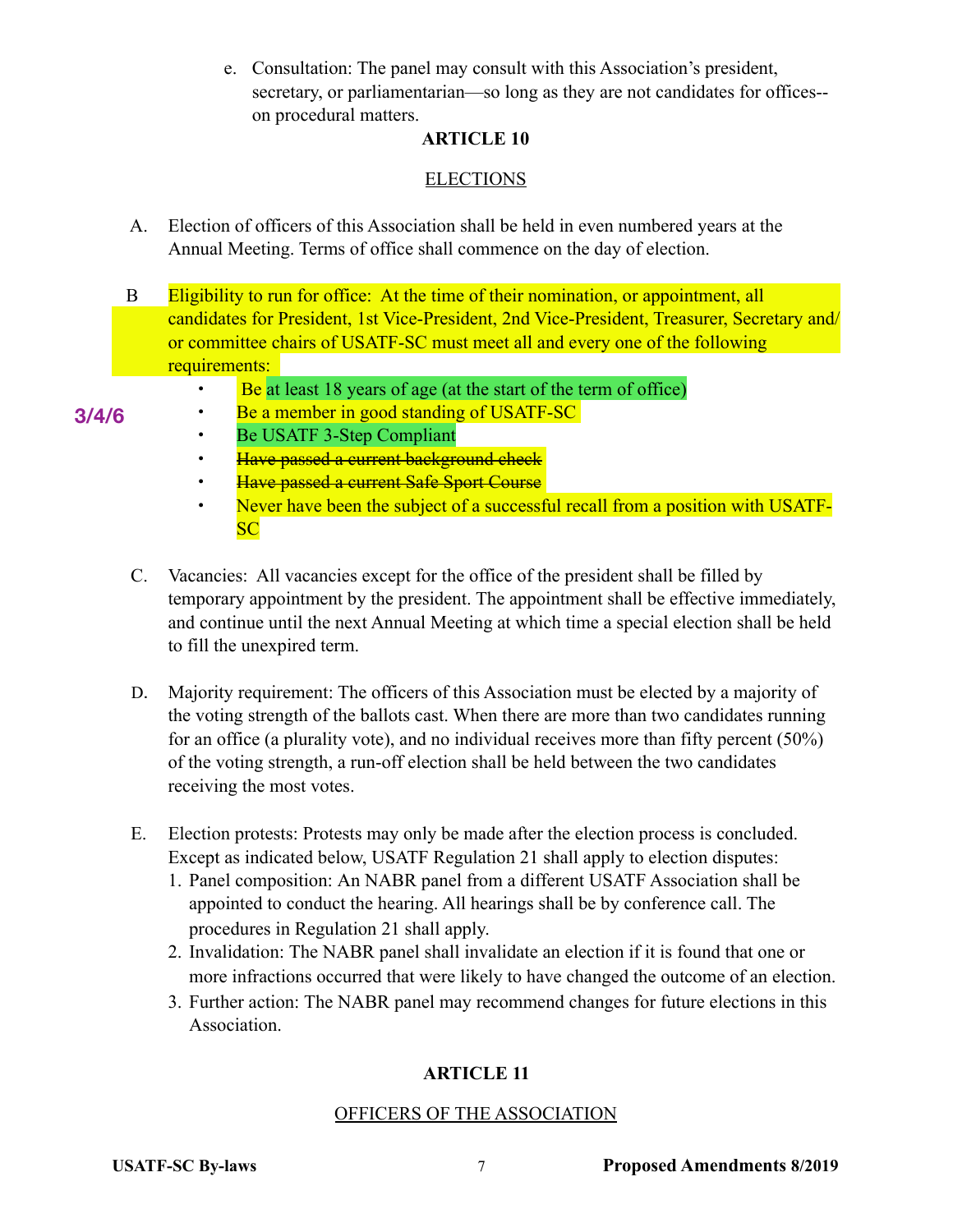e. Consultation: The panel may consult with this Association's president, secretary, or parliamentarian—so long as they are not candidates for offices--on procedural matters.

## ARTICLE 10

## ELECTIONS

A. Election of officers of this Association shall be held in even numbered years at the Annual Meeting. Terms of office shall commence on the day of election.

B Eligibility to run for office: At the time of their nomination, or appointment, all candidates for President, 1st Vice-President, 2nd Vice-President, Treasurer, Secretary and/or committee chairs of USATF-SC must meet all and every one of the following requirements:

3/4/6

- Be at least 18 years of age (at the start of the term of office)
- Be a member in good standing of USATF-SC
- Be USATF 3-Step Compliant
- ~~Have passed a current background check~~
- ~~Have passed a current Safe Sport Course~~
- Never have been the subject of a successful recall from a position with USATF-SC

C. Vacancies: All vacancies except for the office of the president shall be filled by temporary appointment by the president. The appointment shall be effective immediately, and continue until the next Annual Meeting at which time a special election shall be held to fill the unexpired term.

D. Majority requirement: The officers of this Association must be elected by a majority of the voting strength of the ballots cast. When there are more than two candidates running for an office (a plurality vote), and no individual receives more than fifty percent (50%) of the voting strength, a run-off election shall be held between the two candidates receiving the most votes.

E. Election protests: Protests may only be made after the election process is concluded. Except as indicated below, USATF Regulation 21 shall apply to election disputes:
   1. Panel composition: An NABR panel from a different USATF Association shall be appointed to conduct the hearing. All hearings shall be by conference call. The procedures in Regulation 21 shall apply.
   2. Invalidation: The NABR panel shall invalidate an election if it is found that one or more infractions occurred that were likely to have changed the outcome of an election.
   3. Further action: The NABR panel may recommend changes for future elections in this Association.

## ARTICLE 11

## OFFICERS OF THE ASSOCIATION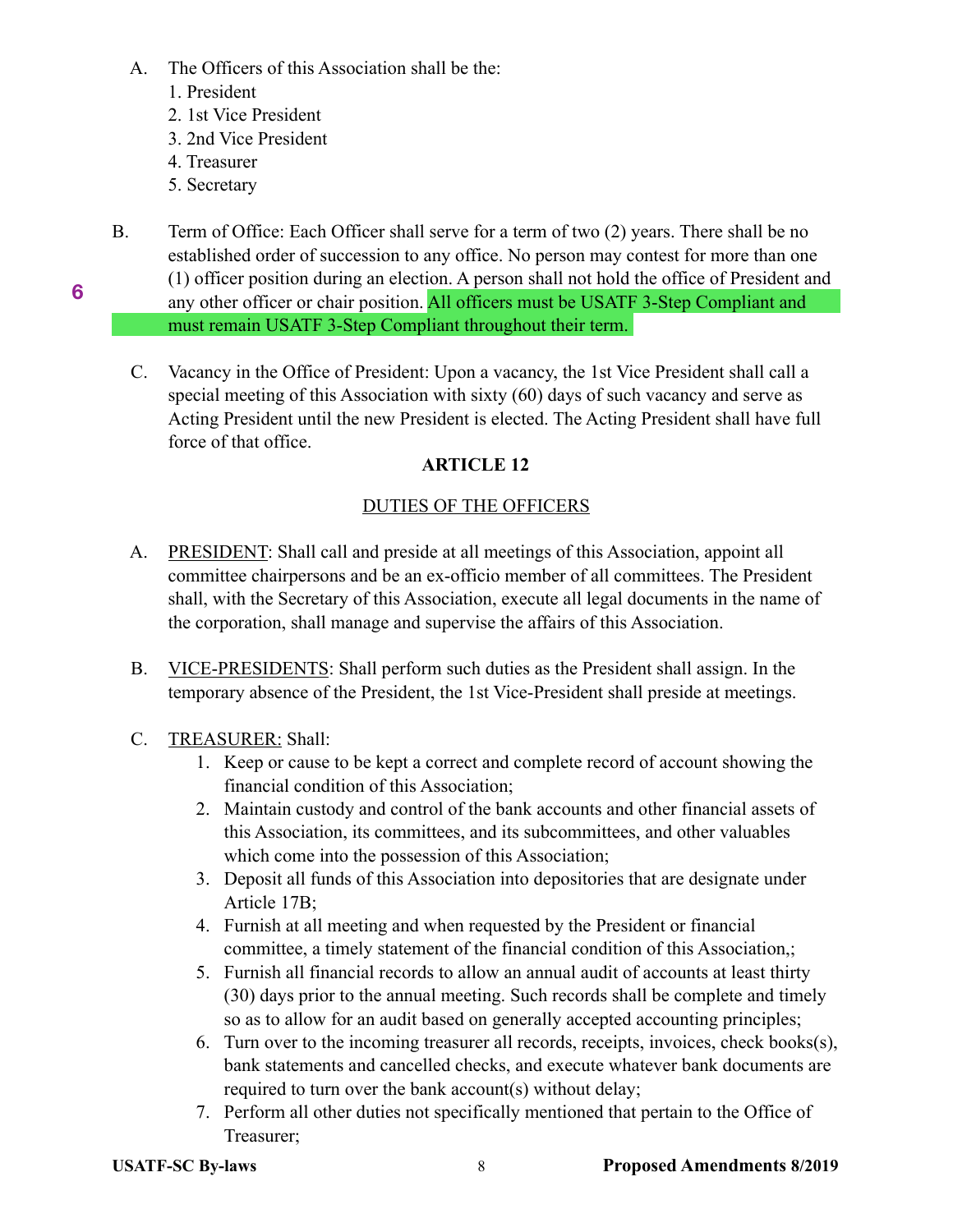A. The Officers of this Association shall be the:
   1. President
   2. 1st Vice President
   3. 2nd Vice President
   4. Treasurer
   5. Secretary

6

B. Term of Office: Each Officer shall serve for a term of two (2) years. There shall be no established order of succession to any office. No person may contest for more than one (1) officer position during an election. A person shall not hold the office of President and any other officer or chair position. All officers must be USATF 3-Step Compliant and must remain USATF 3-Step Compliant throughout their term.

C. Vacancy in the Office of President: Upon a vacancy, the 1st Vice President shall call a special meeting of this Association with sixty (60) days of such vacancy and serve as Acting President until the new President is elected. The Acting President shall have full force of that office.

## ARTICLE 12

### DUTIES OF THE OFFICERS

A. PRESIDENT: Shall call and preside at all meetings of this Association, appoint all committee chairpersons and be an ex-officio member of all committees. The President shall, with the Secretary of this Association, execute all legal documents in the name of the corporation, shall manage and supervise the affairs of this Association.

B. VICE-PRESIDENTS: Shall perform such duties as the President shall assign. In the temporary absence of the President, the 1st Vice-President shall preside at meetings.

C. TREASURER: Shall:
   1. Keep or cause to be kept a correct and complete record of account showing the financial condition of this Association;
   2. Maintain custody and control of the bank accounts and other financial assets of this Association, its committees, and its subcommittees, and other valuables which come into the possession of this Association;
   3. Deposit all funds of this Association into depositories that are designate under Article 17B;
   4. Furnish at all meeting and when requested by the President or financial committee, a timely statement of the financial condition of this Association,;
   5. Furnish all financial records to allow an annual audit of accounts at least thirty (30) days prior to the annual meeting. Such records shall be complete and timely so as to allow for an audit based on generally accepted accounting principles;
   6. Turn over to the incoming treasurer all records, receipts, invoices, check books(s), bank statements and cancelled checks, and execute whatever bank documents are required to turn over the bank account(s) without delay;
   7. Perform all other duties not specifically mentioned that pertain to the Office of Treasurer;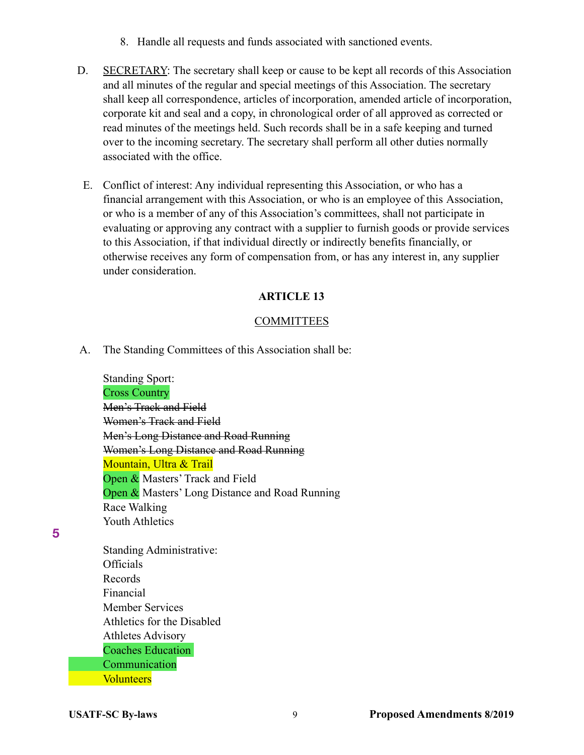8. Handle all requests and funds associated with sanctioned events.

D. SECRETARY: The secretary shall keep or cause to be kept all records of this Association and all minutes of the regular and special meetings of this Association. The secretary shall keep all correspondence, articles of incorporation, amended article of incorporation, corporate kit and seal and a copy, in chronological order of all approved as corrected or read minutes of the meetings held. Such records shall be in a safe keeping and turned over to the incoming secretary. The secretary shall perform all other duties normally associated with the office.

E. Conflict of interest: Any individual representing this Association, or who has a financial arrangement with this Association, or who is an employee of this Association, or who is a member of any of this Association's committees, shall not participate in evaluating or approving any contract with a supplier to furnish goods or provide services to this Association, if that individual directly or indirectly benefits financially, or otherwise receives any form of compensation from, or has any interest in, any supplier under consideration.

## ARTICLE 13

### COMMITTEES

A. The Standing Committees of this Association shall be:

Standing Sport:
Cross Country
~~Men's Track and Field~~
~~Women's Track and Field~~
~~Men's Long Distance and Road Running~~
~~Women's Long Distance and Road Running~~
Mountain, Ultra & Trail
Open & Masters' Track and Field
Open & Masters' Long Distance and Road Running
Race Walking
Youth Athletics

5

Standing Administrative:
Officials
Records
Financial
Member Services
Athletics for the Disabled
Athletes Advisory
Coaches Education
Communication
Volunteers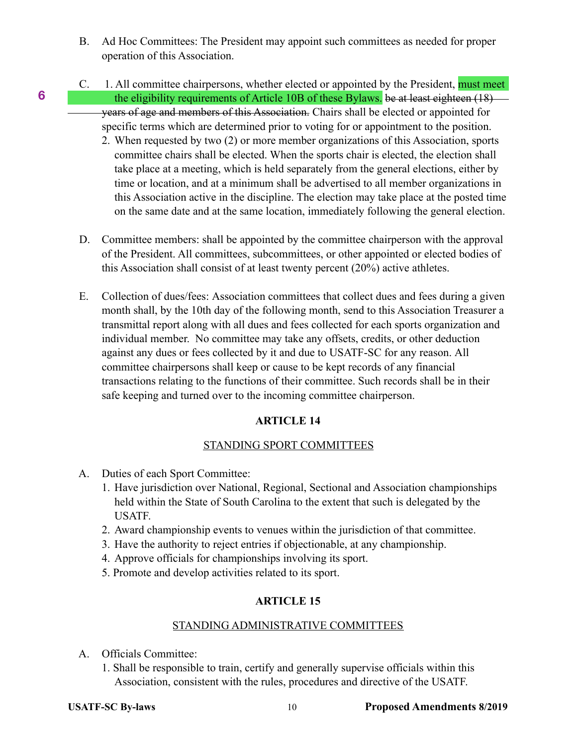B. Ad Hoc Committees: The President may appoint such committees as needed for proper operation of this Association.

C. 1. All committee chairpersons, whether elected or appointed by the President, must meet the eligibility requirements of Article 10B of these Bylaws. ~~be at least eighteen (18) years of age and members of this Association.~~ Chairs shall be elected or appointed for specific terms which are determined prior to voting for or appointment to the position.

6

2. When requested by two (2) or more member organizations of this Association, sports committee chairs shall be elected. When the sports chair is elected, the election shall take place at a meeting, which is held separately from the general elections, either by time or location, and at a minimum shall be advertised to all member organizations in this Association active in the discipline. The election may take place at the posted time on the same date and at the same location, immediately following the general election.

D. Committee members: shall be appointed by the committee chairperson with the approval of the President. All committees, subcommittees, or other appointed or elected bodies of this Association shall consist of at least twenty percent (20%) active athletes.

E. Collection of dues/fees: Association committees that collect dues and fees during a given month shall, by the 10th day of the following month, send to this Association Treasurer a transmittal report along with all dues and fees collected for each sports organization and individual member. No committee may take any offsets, credits, or other deduction against any dues or fees collected by it and due to USATF-SC for any reason. All committee chairpersons shall keep or cause to be kept records of any financial transactions relating to the functions of their committee. Such records shall be in their safe keeping and turned over to the incoming committee chairperson.

## ARTICLE 14

### STANDING SPORT COMMITTEES

A. Duties of each Sport Committee:
1. Have jurisdiction over National, Regional, Sectional and Association championships held within the State of South Carolina to the extent that such is delegated by the USATF.
2. Award championship events to venues within the jurisdiction of that committee.
3. Have the authority to reject entries if objectionable, at any championship.
4. Approve officials for championships involving its sport.
5. Promote and develop activities related to its sport.

## ARTICLE 15

### STANDING ADMINISTRATIVE COMMITTEES

A. Officials Committee:
1. Shall be responsible to train, certify and generally supervise officials within this Association, consistent with the rules, procedures and directive of the USATF.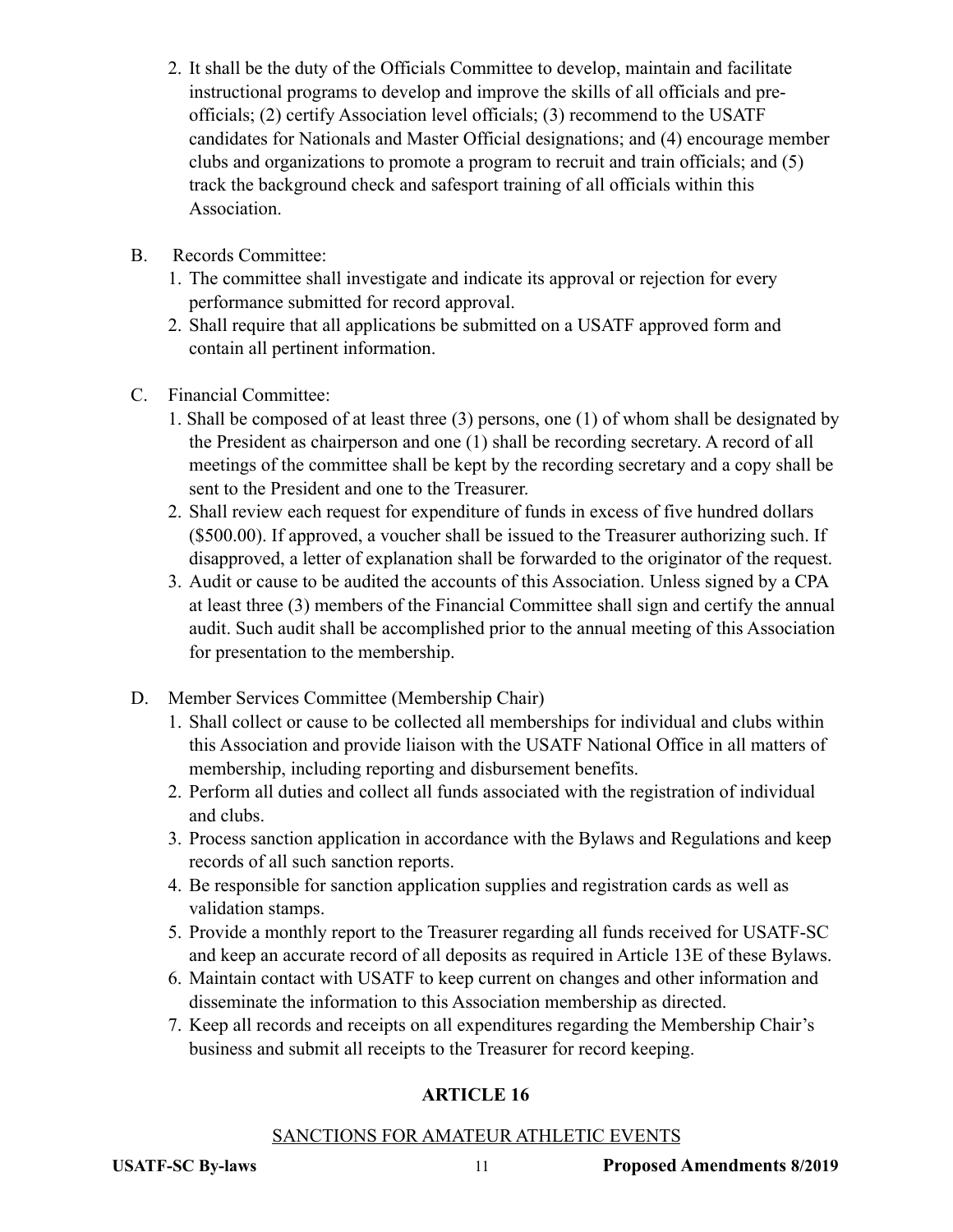2. It shall be the duty of the Officials Committee to develop, maintain and facilitate instructional programs to develop and improve the skills of all officials and pre-officials; (2) certify Association level officials; (3) recommend to the USATF candidates for Nationals and Master Official designations; and (4) encourage member clubs and organizations to promote a program to recruit and train officials; and (5) track the background check and safesport training of all officials within this Association.

B. Records Committee:
   1. The committee shall investigate and indicate its approval or rejection for every performance submitted for record approval.
   2. Shall require that all applications be submitted on a USATF approved form and contain all pertinent information.

C. Financial Committee:
   1. Shall be composed of at least three (3) persons, one (1) of whom shall be designated by the President as chairperson and one (1) shall be recording secretary. A record of all meetings of the committee shall be kept by the recording secretary and a copy shall be sent to the President and one to the Treasurer.
   2. Shall review each request for expenditure of funds in excess of five hundred dollars ($500.00). If approved, a voucher shall be issued to the Treasurer authorizing such. If disapproved, a letter of explanation shall be forwarded to the originator of the request.
   3. Audit or cause to be audited the accounts of this Association. Unless signed by a CPA at least three (3) members of the Financial Committee shall sign and certify the annual audit. Such audit shall be accomplished prior to the annual meeting of this Association for presentation to the membership.

D. Member Services Committee (Membership Chair)
   1. Shall collect or cause to be collected all memberships for individual and clubs within this Association and provide liaison with the USATF National Office in all matters of membership, including reporting and disbursement benefits.
   2. Perform all duties and collect all funds associated with the registration of individual and clubs.
   3. Process sanction application in accordance with the Bylaws and Regulations and keep records of all such sanction reports.
   4. Be responsible for sanction application supplies and registration cards as well as validation stamps.
   5. Provide a monthly report to the Treasurer regarding all funds received for USATF-SC and keep an accurate record of all deposits as required in Article 13E of these Bylaws.
   6. Maintain contact with USATF to keep current on changes and other information and disseminate the information to this Association membership as directed.
   7. Keep all records and receipts on all expenditures regarding the Membership Chair's business and submit all receipts to the Treasurer for record keeping.

## ARTICLE 16

SANCTIONS FOR AMATEUR ATHLETIC EVENTS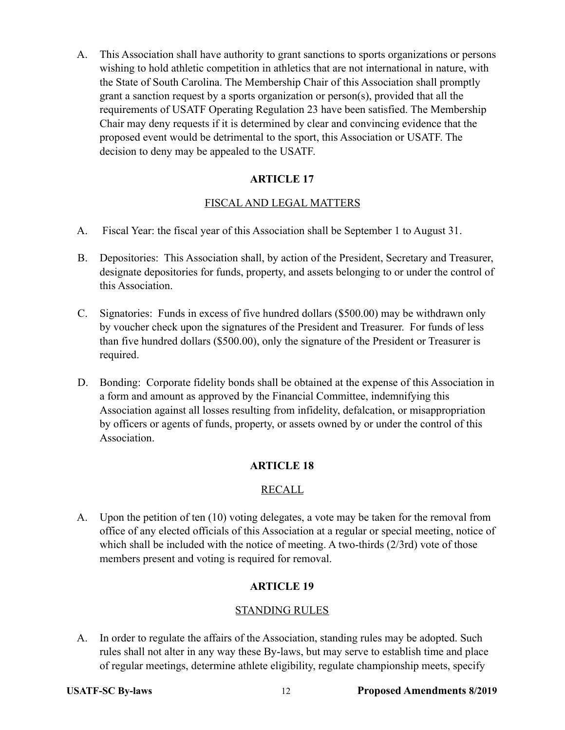A. This Association shall have authority to grant sanctions to sports organizations or persons wishing to hold athletic competition in athletics that are not international in nature, with the State of South Carolina. The Membership Chair of this Association shall promptly grant a sanction request by a sports organization or person(s), provided that all the requirements of USATF Operating Regulation 23 have been satisfied. The Membership Chair may deny requests if it is determined by clear and convincing evidence that the proposed event would be detrimental to the sport, this Association or USATF. The decision to deny may be appealed to the USATF.

## ARTICLE 17

### FISCAL AND LEGAL MATTERS

A. Fiscal Year: the fiscal year of this Association shall be September 1 to August 31.

B. Depositories: This Association shall, by action of the President, Secretary and Treasurer, designate depositories for funds, property, and assets belonging to or under the control of this Association.

C. Signatories: Funds in excess of five hundred dollars ($500.00) may be withdrawn only by voucher check upon the signatures of the President and Treasurer. For funds of less than five hundred dollars ($500.00), only the signature of the President or Treasurer is required.

D. Bonding: Corporate fidelity bonds shall be obtained at the expense of this Association in a form and amount as approved by the Financial Committee, indemnifying this Association against all losses resulting from infidelity, defalcation, or misappropriation by officers or agents of funds, property, or assets owned by or under the control of this Association.

## ARTICLE 18

### RECALL

A. Upon the petition of ten (10) voting delegates, a vote may be taken for the removal from office of any elected officials of this Association at a regular or special meeting, notice of which shall be included with the notice of meeting. A two-thirds (2/3rd) vote of those members present and voting is required for removal.

## ARTICLE 19

### STANDING RULES

A. In order to regulate the affairs of the Association, standing rules may be adopted. Such rules shall not alter in any way these By-laws, but may serve to establish time and place of regular meetings, determine athlete eligibility, regulate championship meets, specify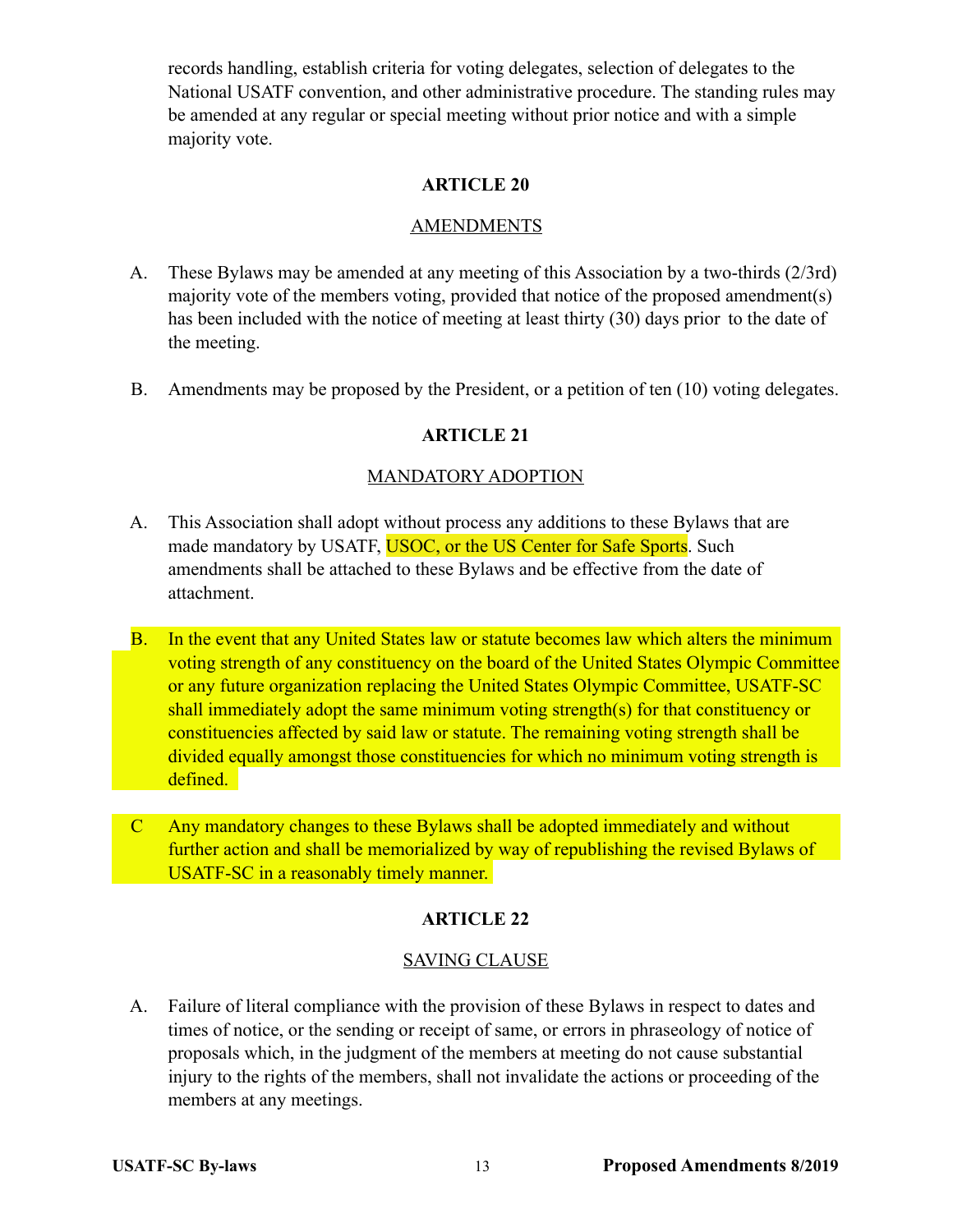records handling, establish criteria for voting delegates, selection of delegates to the National USATF convention, and other administrative procedure. The standing rules may be amended at any regular or special meeting without prior notice and with a simple majority vote.

## ARTICLE 20

### AMENDMENTS

A. These Bylaws may be amended at any meeting of this Association by a two-thirds (2/3rd) majority vote of the members voting, provided that notice of the proposed amendment(s) has been included with the notice of meeting at least thirty (30) days prior to the date of the meeting.

B. Amendments may be proposed by the President, or a petition of ten (10) voting delegates.

## ARTICLE 21

### MANDATORY ADOPTION

A. This Association shall adopt without process any additions to these Bylaws that are made mandatory by USATF, USOC, or the US Center for Safe Sports. Such amendments shall be attached to these Bylaws and be effective from the date of attachment.

B. In the event that any United States law or statute becomes law which alters the minimum voting strength of any constituency on the board of the United States Olympic Committee or any future organization replacing the United States Olympic Committee, USATF-SC shall immediately adopt the same minimum voting strength(s) for that constituency or constituencies affected by said law or statute. The remaining voting strength shall be divided equally amongst those constituencies for which no minimum voting strength is defined.

C Any mandatory changes to these Bylaws shall be adopted immediately and without further action and shall be memorialized by way of republishing the revised Bylaws of USATF-SC in a reasonably timely manner.

## ARTICLE 22

### SAVING CLAUSE

A. Failure of literal compliance with the provision of these Bylaws in respect to dates and times of notice, or the sending or receipt of same, or errors in phraseology of notice of proposals which, in the judgment of the members at meeting do not cause substantial injury to the rights of the members, shall not invalidate the actions or proceeding of the members at any meetings.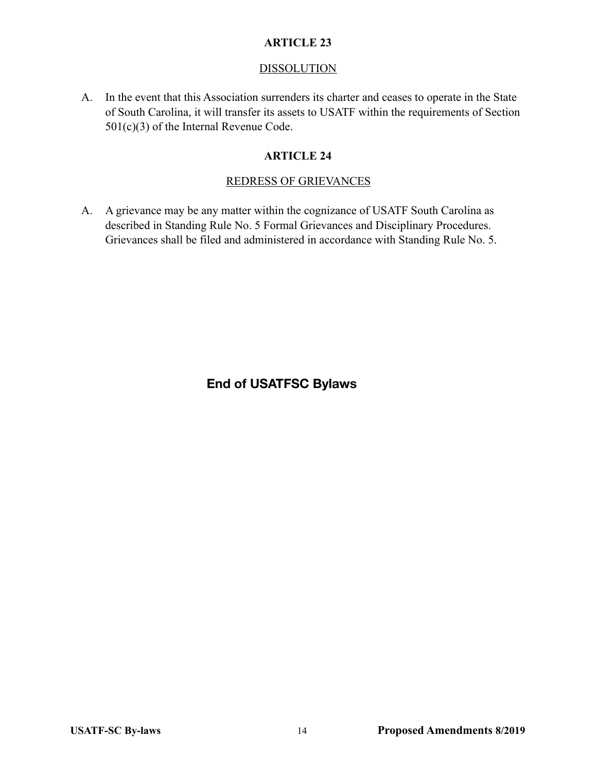## ARTICLE 23

### DISSOLUTION

A. In the event that this Association surrenders its charter and ceases to operate in the State of South Carolina, it will transfer its assets to USATF within the requirements of Section 501(c)(3) of the Internal Revenue Code.

## ARTICLE 24

### REDRESS OF GRIEVANCES

A. A grievance may be any matter within the cognizance of USATF South Carolina as described in Standing Rule No. 5 Formal Grievances and Disciplinary Procedures. Grievances shall be filed and administered in accordance with Standing Rule No. 5.

**End of USATFSC Bylaws**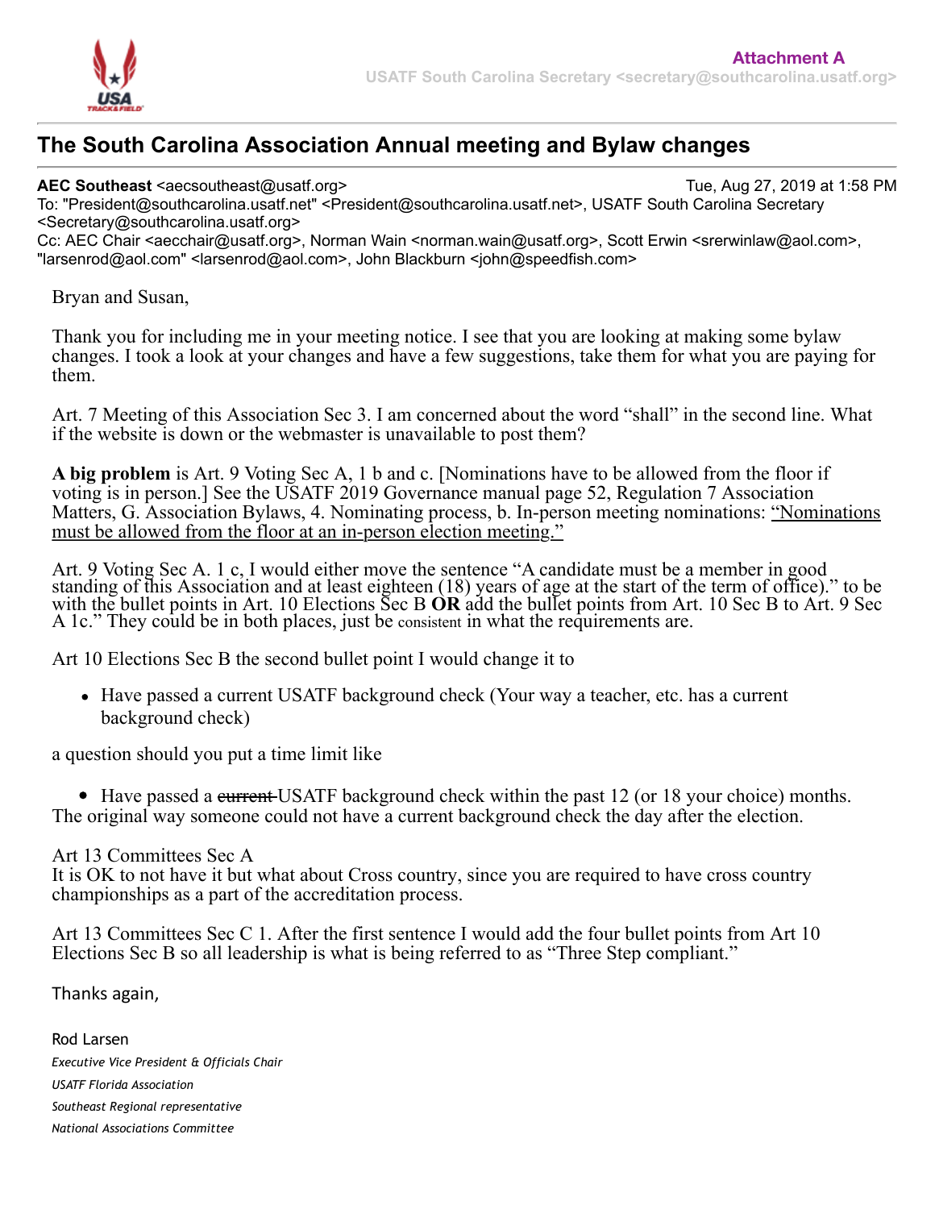**Attachment A**

USATF South Carolina Secretary <secretary@southcarolina.usatf.org>

# The South Carolina Association Annual meeting and Bylaw changes

**AEC Southeast** <aecsoutheast@usatf.org> Tue, Aug 27, 2019 at 1:58 PM
To: "President@southcarolina.usatf.net" <President@southcarolina.usatf.net>, USATF South Carolina Secretary <Secretary@southcarolina.usatf.org>
Cc: AEC Chair <aecchair@usatf.org>, Norman Wain <norman.wain@usatf.org>, Scott Erwin <srerwinlaw@aol.com>, "larsenrod@aol.com" <larsenrod@aol.com>, John Blackburn <john@speedfish.com>

Bryan and Susan,

Thank you for including me in your meeting notice. I see that you are looking at making some bylaw changes. I took a look at your changes and have a few suggestions, take them for what you are paying for them.

Art. 7 Meeting of this Association Sec 3. I am concerned about the word "shall" in the second line. What if the website is down or the webmaster is unavailable to post them?

**A big problem** is Art. 9 Voting Sec A, 1 b and c. [Nominations have to be allowed from the floor if voting is in person.] See the USATF 2019 Governance manual page 52, Regulation 7 Association Matters, G. Association Bylaws, 4. Nominating process, b. In-person meeting nominations: "Nominations must be allowed from the floor at an in-person election meeting."

Art. 9 Voting Sec A. 1 c, I would either move the sentence "A candidate must be a member in good standing of this Association and at least eighteen (18) years of age at the start of the term of office)." to be with the bullet points in Art. 10 Elections Sec B **OR** add the bullet points from Art. 10 Sec B to Art. 9 Sec A 1c." They could be in both places, just be consistent in what the requirements are.

Art 10 Elections Sec B the second bullet point I would change it to

- Have passed a current USATF background check (Your way a teacher, etc. has a current background check)

a question should you put a time limit like

- Have passed a ~~current~~ USATF background check within the past 12 (or 18 your choice) months.

The original way someone could not have a current background check the day after the election.

Art 13 Committees Sec A
It is OK to not have it but what about Cross country, since you are required to have cross country championships as a part of the accreditation process.

Art 13 Committees Sec C 1. After the first sentence I would add the four bullet points from Art 10 Elections Sec B so all leadership is what is being referred to as "Three Step compliant."

Thanks again,

Rod Larsen
*Executive Vice President & Officials Chair*
*USATF Florida Association*
*Southeast Regional representative*
*National Associations Committee*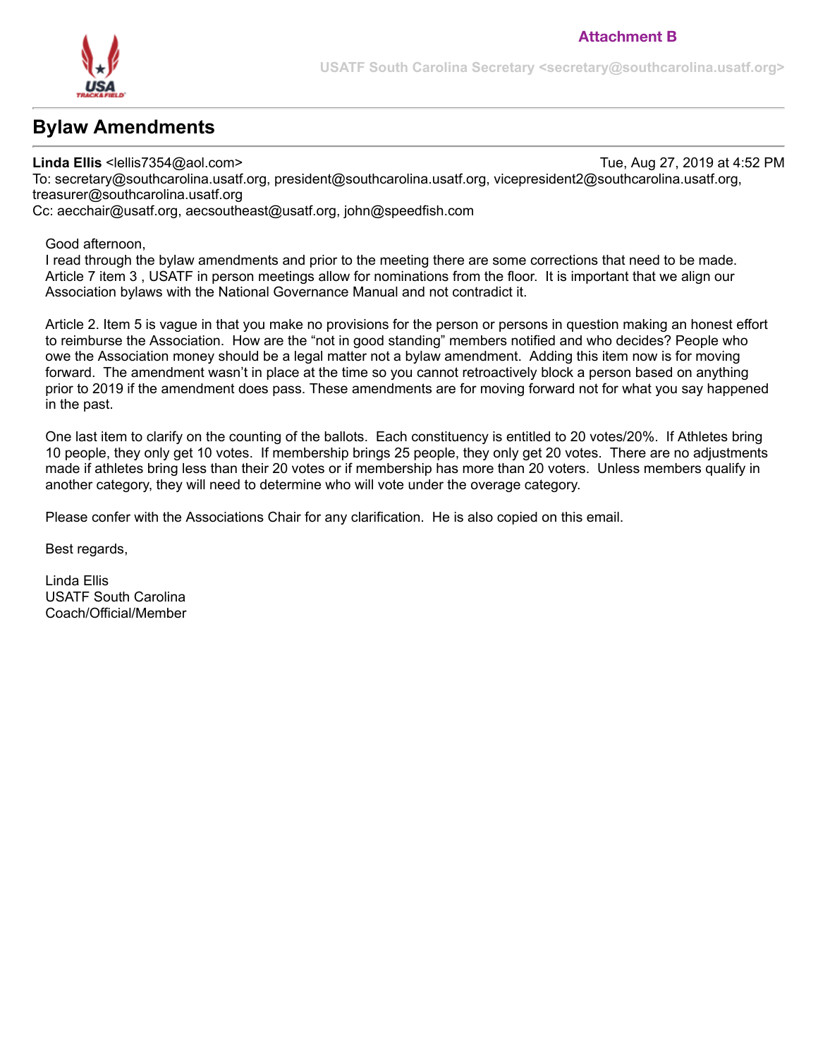**Attachment B**

USATF South Carolina Secretary <secretary@southcarolina.usatf.org>

# Bylaw Amendments

**Linda Ellis** <lellis7354@aol.com> Tue, Aug 27, 2019 at 4:52 PM
To: secretary@southcarolina.usatf.org, president@southcarolina.usatf.org, vicepresident2@southcarolina.usatf.org, treasurer@southcarolina.usatf.org
Cc: aecchair@usatf.org, aecsoutheast@usatf.org, john@speedfish.com

Good afternoon,
I read through the bylaw amendments and prior to the meeting there are some corrections that need to be made. Article 7 item 3 , USATF in person meetings allow for nominations from the floor. It is important that we align our Association bylaws with the National Governance Manual and not contradict it.

Article 2. Item 5 is vague in that you make no provisions for the person or persons in question making an honest effort to reimburse the Association. How are the "not in good standing" members notified and who decides? People who owe the Association money should be a legal matter not a bylaw amendment. Adding this item now is for moving forward. The amendment wasn't in place at the time so you cannot retroactively block a person based on anything prior to 2019 if the amendment does pass. These amendments are for moving forward not for what you say happened in the past.

One last item to clarify on the counting of the ballots. Each constituency is entitled to 20 votes/20%. If Athletes bring 10 people, they only get 10 votes. If membership brings 25 people, they only get 20 votes. There are no adjustments made if athletes bring less than their 20 votes or if membership has more than 20 voters. Unless members qualify in another category, they will need to determine who will vote under the overage category.

Please confer with the Associations Chair for any clarification. He is also copied on this email.

Best regards,

Linda Ellis
USATF South Carolina
Coach/Official/Member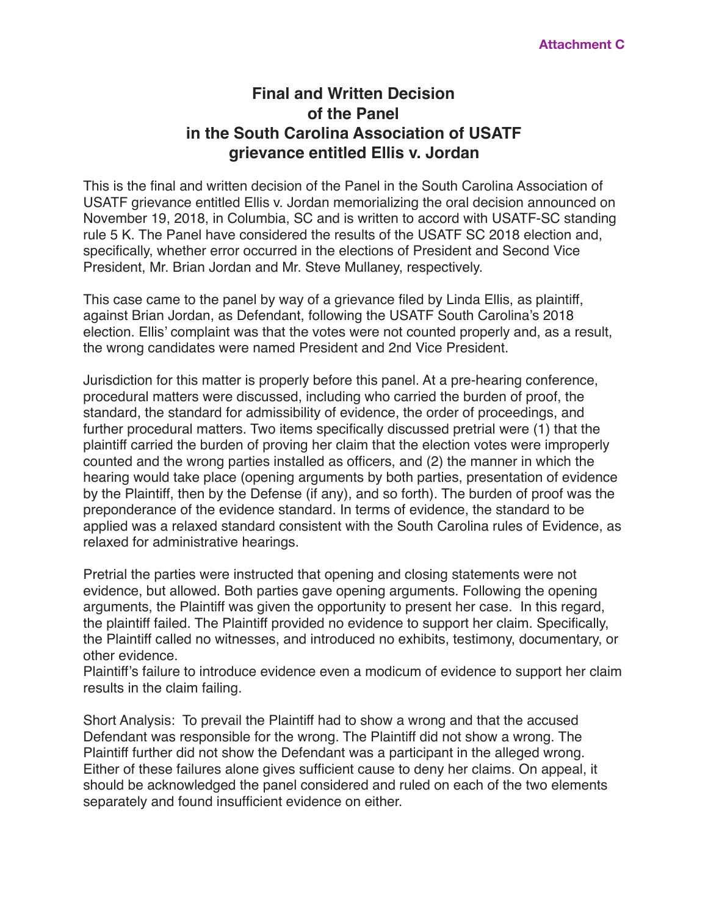**Attachment C**

# Final and Written Decision of the Panel in the South Carolina Association of USATF grievance entitled Ellis v. Jordan

This is the final and written decision of the Panel in the South Carolina Association of USATF grievance entitled Ellis v. Jordan memorializing the oral decision announced on November 19, 2018, in Columbia, SC and is written to accord with USATF-SC standing rule 5 K. The Panel have considered the results of the USATF SC 2018 election and, specifically, whether error occurred in the elections of President and Second Vice President, Mr. Brian Jordan and Mr. Steve Mullaney, respectively.

This case came to the panel by way of a grievance filed by Linda Ellis, as plaintiff, against Brian Jordan, as Defendant, following the USATF South Carolina's 2018 election. Ellis' complaint was that the votes were not counted properly and, as a result, the wrong candidates were named President and 2nd Vice President.

Jurisdiction for this matter is properly before this panel. At a pre-hearing conference, procedural matters were discussed, including who carried the burden of proof, the standard, the standard for admissibility of evidence, the order of proceedings, and further procedural matters. Two items specifically discussed pretrial were (1) that the plaintiff carried the burden of proving her claim that the election votes were improperly counted and the wrong parties installed as officers, and (2) the manner in which the hearing would take place (opening arguments by both parties, presentation of evidence by the Plaintiff, then by the Defense (if any), and so forth). The burden of proof was the preponderance of the evidence standard. In terms of evidence, the standard to be applied was a relaxed standard consistent with the South Carolina rules of Evidence, as relaxed for administrative hearings.

Pretrial the parties were instructed that opening and closing statements were not evidence, but allowed. Both parties gave opening arguments. Following the opening arguments, the Plaintiff was given the opportunity to present her case. In this regard, the plaintiff failed. The Plaintiff provided no evidence to support her claim. Specifically, the Plaintiff called no witnesses, and introduced no exhibits, testimony, documentary, or other evidence.
Plaintiff's failure to introduce evidence even a modicum of evidence to support her claim results in the claim failing.

Short Analysis: To prevail the Plaintiff had to show a wrong and that the accused Defendant was responsible for the wrong. The Plaintiff did not show a wrong. The Plaintiff further did not show the Defendant was a participant in the alleged wrong. Either of these failures alone gives sufficient cause to deny her claims. On appeal, it should be acknowledged the panel considered and ruled on each of the two elements separately and found insufficient evidence on either.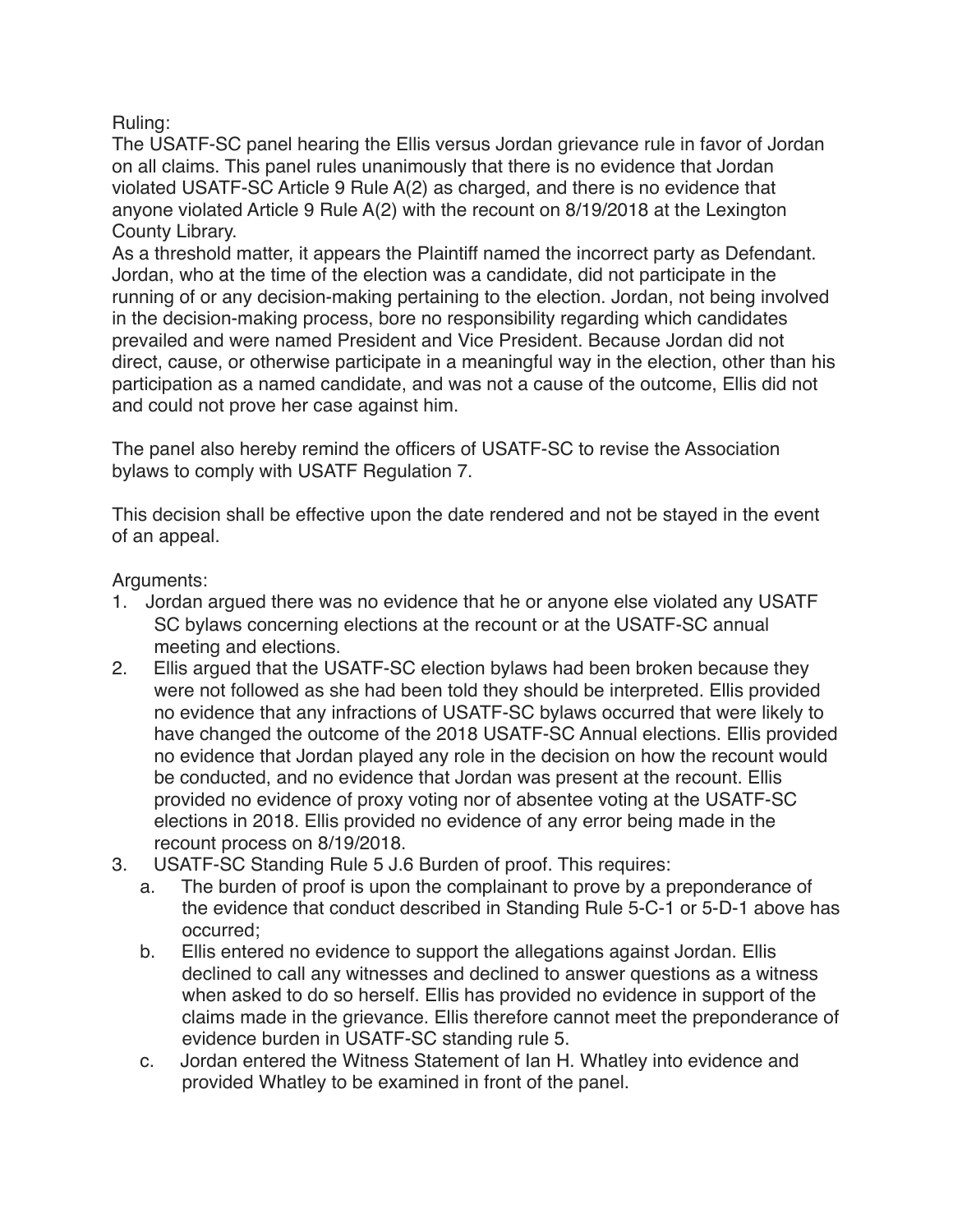Ruling:

The USATF-SC panel hearing the Ellis versus Jordan grievance rule in favor of Jordan on all claims. This panel rules unanimously that there is no evidence that Jordan violated USATF-SC Article 9 Rule A(2) as charged, and there is no evidence that anyone violated Article 9 Rule A(2) with the recount on 8/19/2018 at the Lexington County Library.

As a threshold matter, it appears the Plaintiff named the incorrect party as Defendant. Jordan, who at the time of the election was a candidate, did not participate in the running of or any decision-making pertaining to the election. Jordan, not being involved in the decision-making process, bore no responsibility regarding which candidates prevailed and were named President and Vice President. Because Jordan did not direct, cause, or otherwise participate in a meaningful way in the election, other than his participation as a named candidate, and was not a cause of the outcome, Ellis did not and could not prove her case against him.

The panel also hereby remind the officers of USATF-SC to revise the Association bylaws to comply with USATF Regulation 7.

This decision shall be effective upon the date rendered and not be stayed in the event of an appeal.

Arguments:

1. Jordan argued there was no evidence that he or anyone else violated any USATF SC bylaws concerning elections at the recount or at the USATF-SC annual meeting and elections.
2. Ellis argued that the USATF-SC election bylaws had been broken because they were not followed as she had been told they should be interpreted. Ellis provided no evidence that any infractions of USATF-SC bylaws occurred that were likely to have changed the outcome of the 2018 USATF-SC Annual elections. Ellis provided no evidence that Jordan played any role in the decision on how the recount would be conducted, and no evidence that Jordan was present at the recount. Ellis provided no evidence of proxy voting nor of absentee voting at the USATF-SC elections in 2018. Ellis provided no evidence of any error being made in the recount process on 8/19/2018.
3. USATF-SC Standing Rule 5 J.6 Burden of proof. This requires:
   a. The burden of proof is upon the complainant to prove by a preponderance of the evidence that conduct described in Standing Rule 5-C-1 or 5-D-1 above has occurred;
   b. Ellis entered no evidence to support the allegations against Jordan. Ellis declined to call any witnesses and declined to answer questions as a witness when asked to do so herself. Ellis has provided no evidence in support of the claims made in the grievance. Ellis therefore cannot meet the preponderance of evidence burden in USATF-SC standing rule 5.
   c. Jordan entered the Witness Statement of Ian H. Whatley into evidence and provided Whatley to be examined in front of the panel.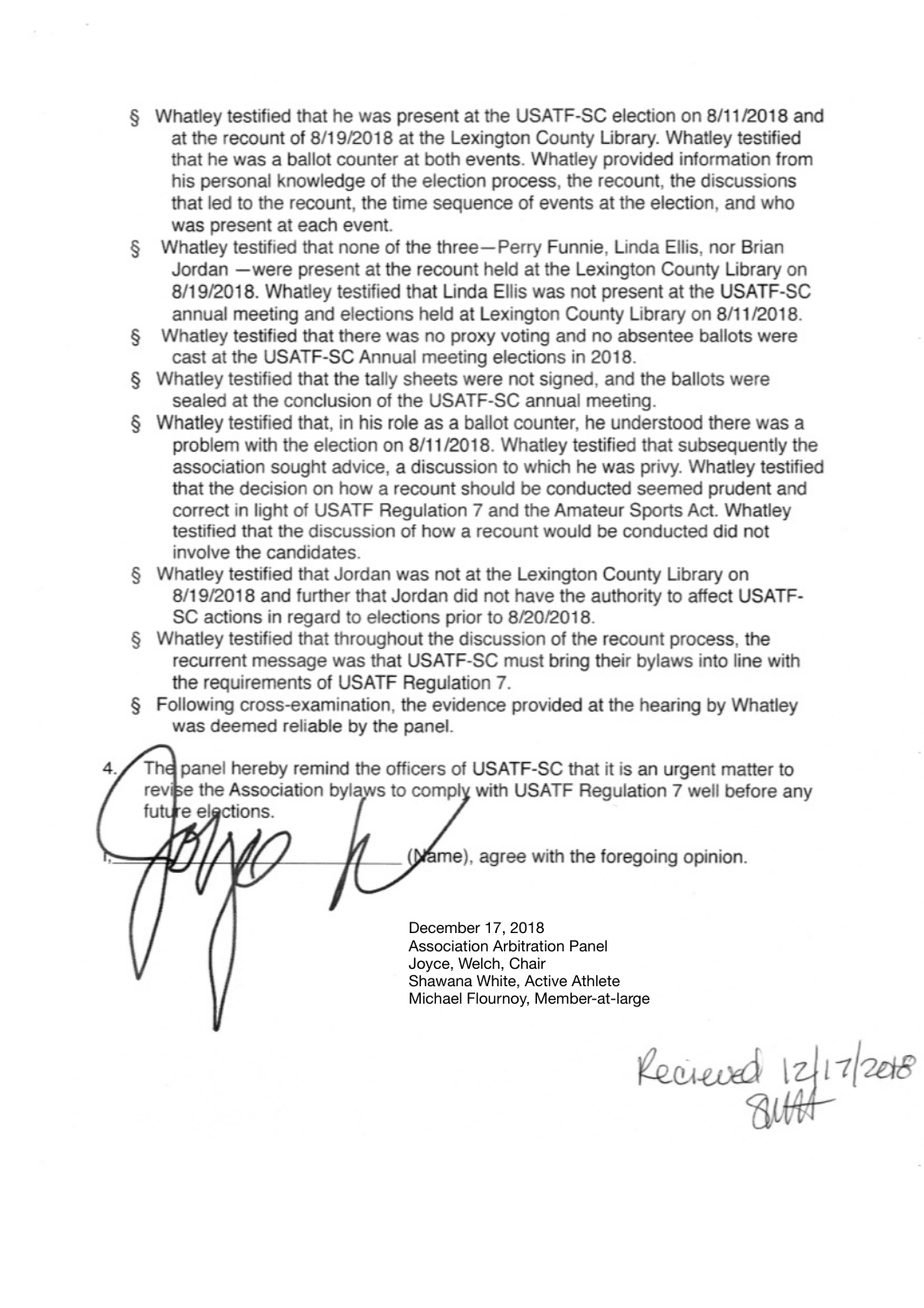- § Whatley testified that he was present at the USATF-SC election on 8/11/2018 and at the recount of 8/19/2018 at the Lexington County Library. Whatley testified that he was a ballot counter at both events. Whatley provided information from his personal knowledge of the election process, the recount, the discussions that led to the recount, the time sequence of events at the election, and who was present at each event.
- § Whatley testified that none of the three—Perry Funnie, Linda Ellis, nor Brian Jordan —were present at the recount held at the Lexington County Library on 8/19/2018. Whatley testified that Linda Ellis was not present at the USATF-SC annual meeting and elections held at Lexington County Library on 8/11/2018.
- § Whatley testified that there was no proxy voting and no absentee ballots were cast at the USATF-SC Annual meeting elections in 2018.
- § Whatley testified that the tally sheets were not signed, and the ballots were sealed at the conclusion of the USATF-SC annual meeting.
- § Whatley testified that, in his role as a ballot counter, he understood there was a problem with the election on 8/11/2018. Whatley testified that subsequently the association sought advice, a discussion to which he was privy. Whatley testified that the decision on how a recount should be conducted seemed prudent and correct in light of USATF Regulation 7 and the Amateur Sports Act. Whatley testified that the discussion of how a recount would be conducted did not involve the candidates.
- § Whatley testified that Jordan was not at the Lexington County Library on 8/19/2018 and further that Jordan did not have the authority to affect USATF-SC actions in regard to elections prior to 8/20/2018.
- § Whatley testified that throughout the discussion of the recount process, the recurrent message was that USATF-SC must bring their bylaws into line with the requirements of USATF Regulation 7.
- § Following cross-examination, the evidence provided at the hearing by Whatley was deemed reliable by the panel.

4. The panel hereby remind the officers of USATF-SC that it is an urgent matter to revise the Association bylaws to comply with USATF Regulation 7 well before any future elections.

I, ______________________ (Name), agree with the foregoing opinion.

December 17, 2018
Association Arbitration Panel
Joyce, Welch, Chair
Shawana White, Active Athlete
Michael Flournoy, Member-at-large

Recieved 12/17/2018